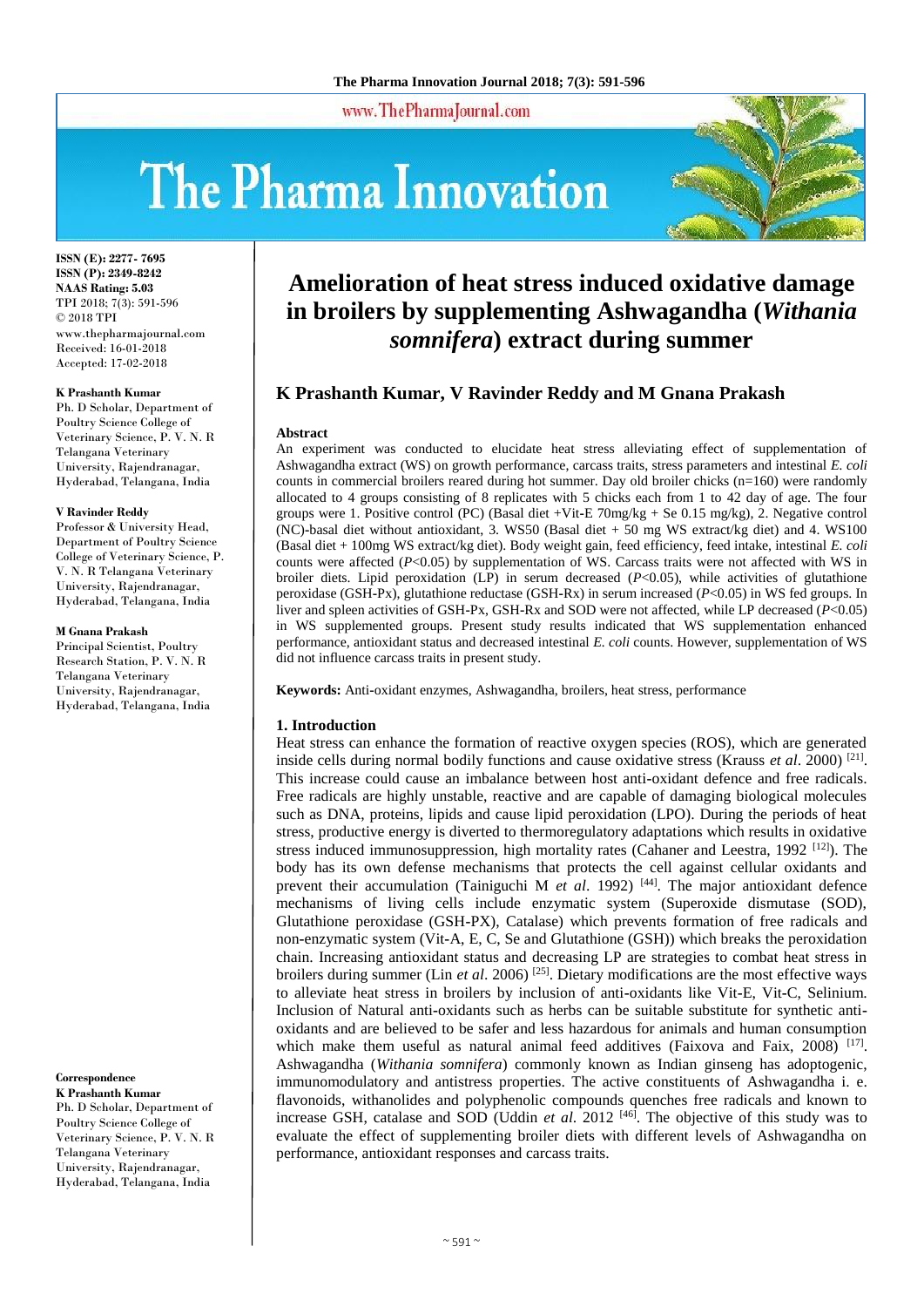# Amelioration of heat stress induced oxidative damage in broilers by supplementing Ashwagandha (*Withania somnifera*) extract during summer

**K Prashanth Kumar, V Ravinder Reddy and M Gnana Prakash**

ISSN (E): 2277- 7695
ISSN (P): 2349-8242
NAAS Rating: 5.03
TPI 2018; 7(3): 591-596
© 2018 TPI
www.thepharmajournal.com
Received: 16-01-2018
Accepted: 17-02-2018

**K Prashanth Kumar**
Ph. D Scholar, Department of Poultry Science College of Veterinary Science, P. V. N. R Telangana Veterinary University, Rajendranagar, Hyderabad, Telangana, India

**V Ravinder Reddy**
Professor & University Head, Department of Poultry Science College of Veterinary Science, P. V. N. R Telangana Veterinary University, Rajendranagar, Hyderabad, Telangana, India

**M Gnana Prakash**
Principal Scientist, Poultry Research Station, P. V. N. R Telangana Veterinary University, Rajendranagar, Hyderabad, Telangana, India

**Correspondence**
**K Prashanth Kumar**
Ph. D Scholar, Department of Poultry Science College of Veterinary Science, P. V. N. R Telangana Veterinary University, Rajendranagar, Hyderabad, Telangana, India

**Abstract**

An experiment was conducted to elucidate heat stress alleviating effect of supplementation of Ashwagandha extract (WS) on growth performance, carcass traits, stress parameters and intestinal *E. coli* counts in commercial broilers reared during hot summer. Day old broiler chicks (n=160) were randomly allocated to 4 groups consisting of 8 replicates with 5 chicks each from 1 to 42 day of age. The four groups were 1. Positive control (PC) (Basal diet +Vit-E 70mg/kg + Se 0.15 mg/kg), 2. Negative control (NC)-basal diet without antioxidant, 3. WS50 (Basal diet + 50 mg WS extract/kg diet) and 4. WS100 (Basal diet + 100mg WS extract/kg diet). Body weight gain, feed efficiency, feed intake, intestinal *E. coli* counts were affected ($P<0.05$) by supplementation of WS. Carcass traits were not affected with WS in broiler diets. Lipid peroxidation (LP) in serum decreased ($P<0.05$), while activities of glutathione peroxidase (GSH-Px), glutathione reductase (GSH-Rx) in serum increased ($P<0.05$) in WS fed groups. In liver and spleen activities of GSH-Px, GSH-Rx and SOD were not affected, while LP decreased ($P<0.05$) in WS supplemented groups. Present study results indicated that WS supplementation enhanced performance, antioxidant status and decreased intestinal *E. coli* counts. However, supplementation of WS did not influence carcass traits in present study.

**Keywords:** Anti-oxidant enzymes, Ashwagandha, broilers, heat stress, performance

## 1. Introduction

Heat stress can enhance the formation of reactive oxygen species (ROS), which are generated inside cells during normal bodily functions and cause oxidative stress (Krauss *et al*. 2000) [21]. This increase could cause an imbalance between host anti-oxidant defence and free radicals. Free radicals are highly unstable, reactive and are capable of damaging biological molecules such as DNA, proteins, lipids and cause lipid peroxidation (LPO). During the periods of heat stress, productive energy is diverted to thermoregulatory adaptations which results in oxidative stress induced immunosuppression, high mortality rates (Cahaner and Leestra, 1992 [12]). The body has its own defense mechanisms that protects the cell against cellular oxidants and prevent their accumulation (Tainiguchi M *et al*. 1992) [44]. The major antioxidant defence mechanisms of living cells include enzymatic system (Superoxide dismutase (SOD), Glutathione peroxidase (GSH-PX), Catalase) which prevents formation of free radicals and non-enzymatic system (Vit-A, E, C, Se and Glutathione (GSH)) which breaks the peroxidation chain. Increasing antioxidant status and decreasing LP are strategies to combat heat stress in broilers during summer (Lin *et al*. 2006) [25]. Dietary modifications are the most effective ways to alleviate heat stress in broilers by inclusion of anti-oxidants like Vit-E, Vit-C, Selinium. Inclusion of Natural anti-oxidants such as herbs can be suitable substitute for synthetic anti-oxidants and are believed to be safer and less hazardous for animals and human consumption which make them useful as natural animal feed additives (Faixova and Faix, 2008) [17]. Ashwagandha (*Withania somnifera*) commonly known as Indian ginseng has adoptogenic, immunomodulatory and antistress properties. The active constituents of Ashwagandha i. e. flavonoids, withanolides and polyphenolic compounds quenches free radicals and known to increase GSH, catalase and SOD (Uddin *et al.* 2012 [46]. The objective of this study was to evaluate the effect of supplementing broiler diets with different levels of Ashwagandha on performance, antioxidant responses and carcass traits.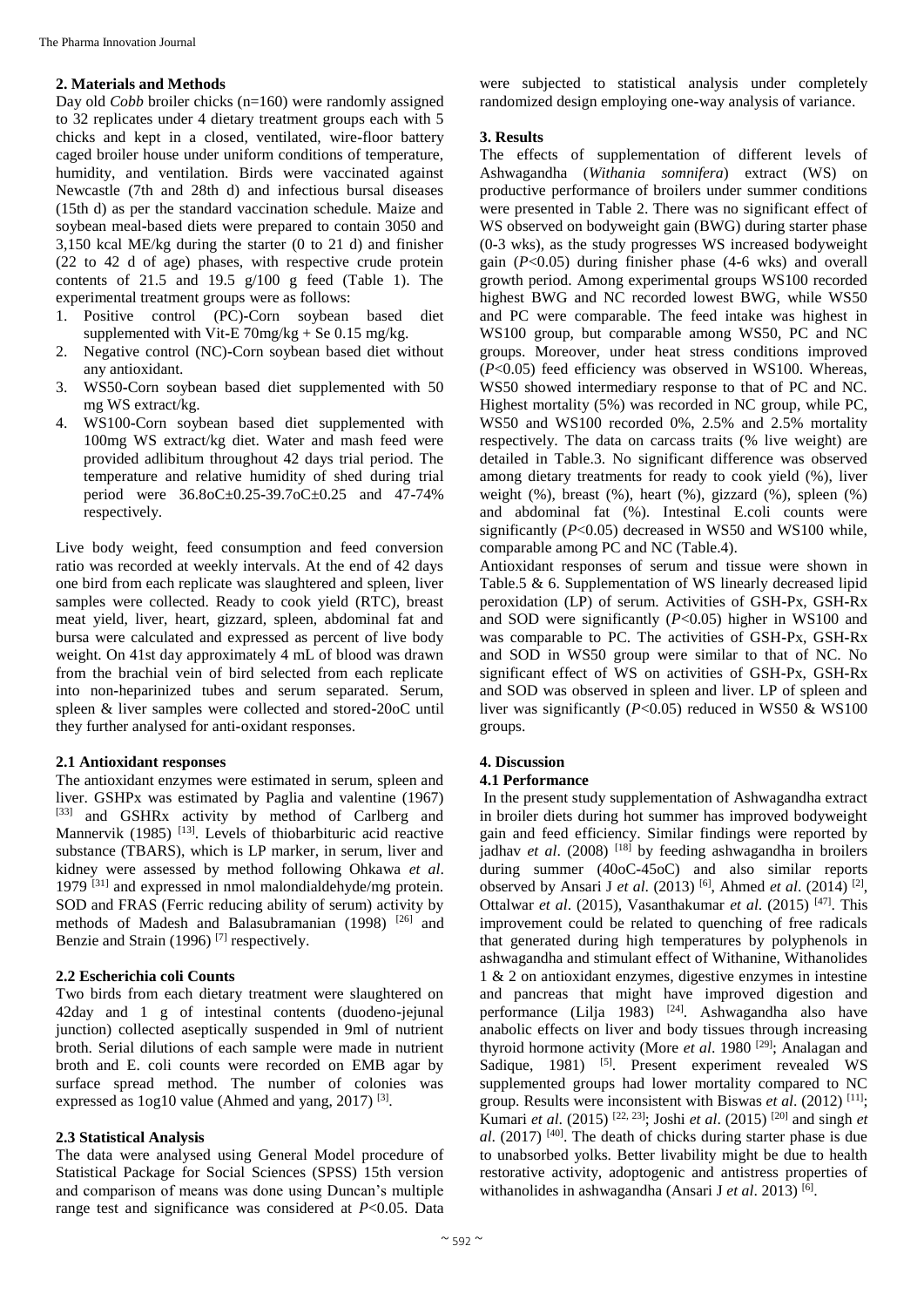## 2. Materials and Methods

Day old *Cobb* broiler chicks (n=160) were randomly assigned to 32 replicates under 4 dietary treatment groups each with 5 chicks and kept in a closed, ventilated, wire-floor battery caged broiler house under uniform conditions of temperature, humidity, and ventilation. Birds were vaccinated against Newcastle (7th and 28th d) and infectious bursal diseases (15th d) as per the standard vaccination schedule. Maize and soybean meal-based diets were prepared to contain 3050 and 3,150 kcal ME/kg during the starter (0 to 21 d) and finisher (22 to 42 d of age) phases, with respective crude protein contents of 21.5 and 19.5 g/100 g feed (Table 1). The experimental treatment groups were as follows:

1. Positive control (PC)-Corn soybean based diet supplemented with Vit-E 70mg/kg + Se 0.15 mg/kg.
2. Negative control (NC)-Corn soybean based diet without any antioxidant.
3. WS50-Corn soybean based diet supplemented with 50 mg WS extract/kg.
4. WS100-Corn soybean based diet supplemented with 100mg WS extract/kg diet. Water and mash feed were provided adlibitum throughout 42 days trial period. The temperature and relative humidity of shed during trial period were 36.8oC±0.25-39.7oC±0.25 and 47-74% respectively.

Live body weight, feed consumption and feed conversion ratio was recorded at weekly intervals. At the end of 42 days one bird from each replicate was slaughtered and spleen, liver samples were collected. Ready to cook yield (RTC), breast meat yield, liver, heart, gizzard, spleen, abdominal fat and bursa were calculated and expressed as percent of live body weight. On 41st day approximately 4 mL of blood was drawn from the brachial vein of bird selected from each replicate into non-heparinized tubes and serum separated. Serum, spleen & liver samples were collected and stored-20oC until they further analysed for anti-oxidant responses.

### 2.1 Antioxidant responses

The antioxidant enzymes were estimated in serum, spleen and liver. GSHPx was estimated by Paglia and valentine (1967) [33] and GSHRx activity by method of Carlberg and Mannervik (1985) [13]. Levels of thiobarbituric acid reactive substance (TBARS), which is LP marker, in serum, liver and kidney were assessed by method following Ohkawa *et al*. 1979 [31] and expressed in nmol malondialdehyde/mg protein. SOD and FRAS (Ferric reducing ability of serum) activity by methods of Madesh and Balasubramanian (1998) [26] and Benzie and Strain (1996) [7] respectively.

### 2.2 Escherichia coli Counts

Two birds from each dietary treatment were slaughtered on 42day and 1 g of intestinal contents (duodeno-jejunal junction) collected aseptically suspended in 9ml of nutrient broth. Serial dilutions of each sample were made in nutrient broth and E. coli counts were recorded on EMB agar by surface spread method. The number of colonies was expressed as 1og10 value (Ahmed and yang, 2017) [3].

### 2.3 Statistical Analysis

The data were analysed using General Model procedure of Statistical Package for Social Sciences (SPSS) 15th version and comparison of means was done using Duncan's multiple range test and significance was considered at $P<0.05$. Data were subjected to statistical analysis under completely randomized design employing one-way analysis of variance.

## 3. Results

The effects of supplementation of different levels of Ashwagandha (*Withania somnifera*) extract (WS) on productive performance of broilers under summer conditions were presented in Table 2. There was no significant effect of WS observed on bodyweight gain (BWG) during starter phase (0-3 wks), as the study progresses WS increased bodyweight gain ($P<0.05$) during finisher phase (4-6 wks) and overall growth period. Among experimental groups WS100 recorded highest BWG and NC recorded lowest BWG, while WS50 and PC were comparable. The feed intake was highest in WS100 group, but comparable among WS50, PC and NC groups. Moreover, under heat stress conditions improved ($P<0.05$) feed efficiency was observed in WS100. Whereas, WS50 showed intermediary response to that of PC and NC. Highest mortality (5%) was recorded in NC group, while PC, WS50 and WS100 recorded 0%, 2.5% and 2.5% mortality respectively. The data on carcass traits (% live weight) are detailed in Table.3. No significant difference was observed among dietary treatments for ready to cook yield (%), liver weight (%), breast (%), heart (%), gizzard (%), spleen (%) and abdominal fat (%). Intestinal E.coli counts were significantly ($P<0.05$) decreased in WS50 and WS100 while, comparable among PC and NC (Table.4).

Antioxidant responses of serum and tissue were shown in Table.5 & 6. Supplementation of WS linearly decreased lipid peroxidation (LP) of serum. Activities of GSH-Px, GSH-Rx and SOD were significantly ($P<0.05$) higher in WS100 and was comparable to PC. The activities of GSH-Px, GSH-Rx and SOD in WS50 group were similar to that of NC. No significant effect of WS on activities of GSH-Px, GSH-Rx and SOD was observed in spleen and liver. LP of spleen and liver was significantly ($P<0.05$) reduced in WS50 & WS100 groups.

## 4. Discussion

### 4.1 Performance

In the present study supplementation of Ashwagandha extract in broiler diets during hot summer has improved bodyweight gain and feed efficiency. Similar findings were reported by jadhav *et al*. (2008) [18] by feeding ashwagandha in broilers during summer (40oC-45oC) and also similar reports observed by Ansari J *et al*. (2013) [6], Ahmed *et al*. (2014) [2], Ottalwar *et al*. (2015), Vasanthakumar *et al*. (2015) [47]. This improvement could be related to quenching of free radicals that generated during high temperatures by polyphenols in ashwagandha and stimulant effect of Withanine, Withanolides 1 & 2 on antioxidant enzymes, digestive enzymes in intestine and pancreas that might have improved digestion and performance (Lilja 1983) [24]. Ashwagandha also have anabolic effects on liver and body tissues through increasing thyroid hormone activity (More *et al*. 1980 [29]; Analagan and Sadique, 1981) [5]. Present experiment revealed WS supplemented groups had lower mortality compared to NC group. Results were inconsistent with Biswas *et al*. (2012) [11]; Kumari *et al*. (2015) [22, 23]; Joshi *et al*. (2015) [20] and singh *et al*. (2017) [40]. The death of chicks during starter phase is due to unabsorbed yolks. Better livability might be due to health restorative activity, adoptogenic and antistress properties of withanolides in ashwagandha (Ansari J *et al*. 2013) [6].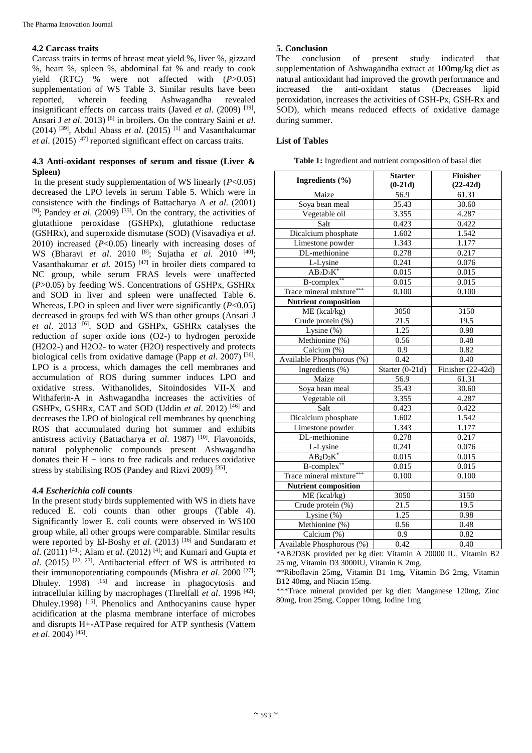### 4.2 Carcass traits

Carcass traits in terms of breast meat yield %, liver %, gizzard %, heart %, spleen %, abdominal fat % and ready to cook yield (RTC) % were not affected with ($P$>0.05) supplementation of WS Table 3. Similar results have been reported, wherein feeding Ashwagandha revealed insignificant effects on carcass traits (Javed *et al*. (2009) [19], Ansari J *et al*. 2013) [6] in broilers. On the contrary Saini *et al*. (2014) [39], Abdul Abass *et al*. (2015) [1] and Vasanthakumar *et al*. (2015) [47] reported significant effect on carcass traits.

### 4.3 Anti-oxidant responses of serum and tissue (Liver & Spleen)

In the present study supplementation of WS linearly ($P$<0.05) decreased the LPO levels in serum Table 5. Which were in consistence with the findings of Battacharya A *et al*. (2001) [9]; Pandey *et al*. (2009) [35]. On the contrary, the activities of glutathione peroxidase (GSHPx), glutathione reductase (GSHRx), and superoxide dismutase (SOD) (Visavadiya *et al*. 2010) increased ($P$<0.05) linearly with increasing doses of WS (Bharavi *et al*. 2010 [8]; Sujatha *et al*. 2010 [40]; Vasanthakumar *et al*. 2015) [47] in broiler diets compared to NC group, while serum FRAS levels were unaffected ($P$>0.05) by feeding WS. Concentrations of GSHPx, GSHRx and SOD in liver and spleen were unaffected Table 6. Whereas, LPO in spleen and liver were significantly ($P$<0.05) decreased in groups fed with WS than other groups (Ansari J *et al*. 2013 [6]. SOD and GSHPx, GSHRx catalyses the reduction of super oxide ions (O2-) to hydrogen peroxide (H2O2-) and H2O2- to water (H2O) respectively and protects biological cells from oxidative damage (Papp *et al*. 2007) [36]. LPO is a process, which damages the cell membranes and accumulation of ROS during summer induces LPO and oxidative stress. Withanolides, Sitoindosides VII-X and Withaferin-A in Ashwagandha increases the activities of GSHPx, GSHRx, CAT and SOD (Uddin *et al*. 2012) [46] and decreases the LPO of biological cell membranes by quenching ROS that accumulated during hot summer and exhibits antistress activity (Battacharya *et al*. 1987) [10]. Flavonoids, natural polyphenolic compounds present Ashwagandha donates their H + ions to free radicals and reduces oxidative stress by stabilising ROS (Pandey and Rizvi 2009) [35].

### 4.4 *Escherichia coli* counts

In the present study birds supplemented with WS in diets have reduced E. coli counts than other groups (Table 4). Significantly lower E. coli counts were observed in WS100 group while, all other groups were comparable. Similar results were reported by El-Boshy *et al*. (2013) [16] and Sundaram *et al*. (2011) [41]; Alam *et al*. (2012) [4]; and Kumari and Gupta *et al*. (2015) [22, 23]. Antibacterial effect of WS is attributed to their immunopotentiating compounds (Mishra *et al*. 2000 [27]; Dhuley. 1998) [15] and increase in phagocytosis and intracellular killing by macrophages (Threlfall *et al*. 1996 [42]; Dhuley.1998) [15]. Phenolics and Anthocyanins cause hyper acidification at the plasma membrane interface of microbes and disrupts H+-ATPase required for ATP synthesis (Vattem *et al*. 2004) [45].

## 5. Conclusion

The conclusion of present study indicated that supplementation of Ashwagandha extract at 100mg/kg diet as natural antioxidant had improved the growth performance and increased the anti-oxidant status (Decreases lipid peroxidation, increases the activities of GSH-Px, GSH-Rx and SOD), which means reduced effects of oxidative damage during summer.

## List of Tables

**Table 1:** Ingredient and nutrient composition of basal diet

| Ingredients (%) | Starter (0-21d) | Finisher (22-42d) |
|---|---|---|
| Maize | 56.9 | 61.31 |
| Soya bean meal | 35.43 | 30.60 |
| Vegetable oil | 3.355 | 4.287 |
| Salt | 0.423 | 0.422 |
| Dicalcium phosphate | 1.602 | 1.542 |
| Limestone powder | 1.343 | 1.177 |
| DL-methionine | 0.278 | 0.217 |
| L-Lysine | 0.241 | 0.076 |
| $AB_2D_3K$* | 0.015 | 0.015 |
| B-complex** | 0.015 | 0.015 |
| Trace mineral mixture*** | 0.100 | 0.100 |
| **Nutrient composition** | | |
| ME (kcal/kg) | 3050 | 3150 |
| Crude protein (%) | 21.5 | 19.5 |
| Lysine (%) | 1.25 | 0.98 |
| Methionine (%) | 0.56 | 0.48 |
| Calcium (%) | 0.9 | 0.82 |
| Available Phosphorous (%) | 0.42 | 0.40 |
| Ingredients (%) | Starter (0-21d) | Finisher (22-42d) |
| Maize | 56.9 | 61.31 |
| Soya bean meal | 35.43 | 30.60 |
| Vegetable oil | 3.355 | 4.287 |
| Salt | 0.423 | 0.422 |
| Dicalcium phosphate | 1.602 | 1.542 |
| Limestone powder | 1.343 | 1.177 |
| DL-methionine | 0.278 | 0.217 |
| L-Lysine | 0.241 | 0.076 |
| $AB_2D_3K$* | 0.015 | 0.015 |
| B-complex** | 0.015 | 0.015 |
| Trace mineral mixture*** | 0.100 | 0.100 |
| **Nutrient composition** | | |
| ME (kcal/kg) | 3050 | 3150 |
| Crude protein (%) | 21.5 | 19.5 |
| Lysine (%) | 1.25 | 0.98 |
| Methionine (%) | 0.56 | 0.48 |
| Calcium (%) | 0.9 | 0.82 |
| Available Phosphorous (%) | 0.42 | 0.40 |

*AB2D3K provided per kg diet: Vitamin A 20000 IU, Vitamin B2 25 mg, Vitamin D3 3000IU, Vitamin K 2mg.

**Riboflavin 25mg, Vitamin B1 1mg, Vitamin B6 2mg, Vitamin B12 40mg, and Niacin 15mg.

***Trace mineral provided per kg diet: Manganese 120mg, Zinc 80mg, Iron 25mg, Copper 10mg, Iodine 1mg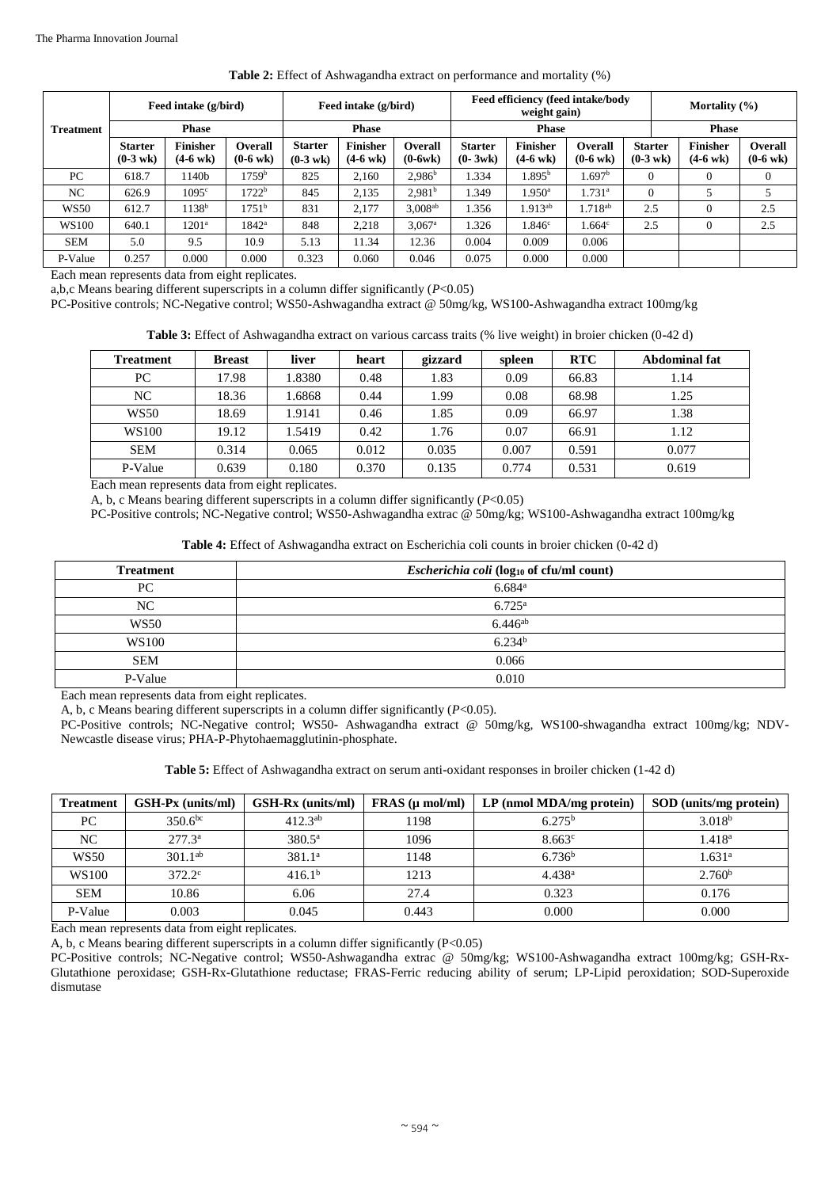**Table 2:** Effect of Ashwagandha extract on performance and mortality (%)

| Treatment | Feed intake (g/bird) | | | Feed intake (g/bird) | | | Feed efficiency (feed intake/body weight gain) | | | Mortality (%) | | |
|---|---|---|---|---|---|---|---|---|---|---|---|---|
| | Phase | | | Phase | | | Phase | | | Phase | | |
| | Starter (0-3 wk) | Finisher (4-6 wk) | Overall (0-6 wk) | Starter (0-3 wk) | Finisher (4-6 wk) | Overall (0-6wk) | Starter (0- 3wk) | Finisher (4-6 wk) | Overall (0-6 wk) | Starter (0-3 wk) | Finisher (4-6 wk) | Overall (0-6 wk) |
| PC | 618.7 | 1140b | 1759[b] | 825 | 2,160 | 2,986[b] | 1.334 | 1.895[b] | 1.697[b] | 0 | 0 | 0 |
| NC | 626.9 | 1095[c] | 1722[b] | 845 | 2,135 | 2,981[b] | 1.349 | 1.950[a] | 1.731[a] | 0 | 5 | 5 |
| WS50 | 612.7 | 1138[b] | 1751[b] | 831 | 2,177 | 3,008[ab] | 1.356 | 1.913[ab] | 1.718[ab] | 2.5 | 0 | 2.5 |
| WS100 | 640.1 | 1201[a] | 1842[a] | 848 | 2,218 | 3,067[a] | 1.326 | 1.846[c] | 1.664[c] | 2.5 | 0 | 2.5 |
| SEM | 5.0 | 9.5 | 10.9 | 5.13 | 11.34 | 12.36 | 0.004 | 0.009 | 0.006 | | | |
| P-Value | 0.257 | 0.000 | 0.000 | 0.323 | 0.060 | 0.046 | 0.075 | 0.000 | 0.000 | | | |

Each mean represents data from eight replicates.

a,b,c Means bearing different superscripts in a column differ significantly (*P*<0.05)

PC-Positive controls; NC-Negative control; WS50-Ashwagandha extract @ 50mg/kg, WS100-Ashwagandha extract 100mg/kg

**Table 3:** Effect of Ashwagandha extract on various carcass traits (% live weight) in broier chicken (0-42 d)

| Treatment | Breast | liver | heart | gizzard | spleen | RTC | Abdominal fat |
|---|---|---|---|---|---|---|---|
| PC | 17.98 | 1.8380 | 0.48 | 1.83 | 0.09 | 66.83 | 1.14 |
| NC | 18.36 | 1.6868 | 0.44 | 1.99 | 0.08 | 68.98 | 1.25 |
| WS50 | 18.69 | 1.9141 | 0.46 | 1.85 | 0.09 | 66.97 | 1.38 |
| WS100 | 19.12 | 1.5419 | 0.42 | 1.76 | 0.07 | 66.91 | 1.12 |
| SEM | 0.314 | 0.065 | 0.012 | 0.035 | 0.007 | 0.591 | 0.077 |
| P-Value | 0.639 | 0.180 | 0.370 | 0.135 | 0.774 | 0.531 | 0.619 |

Each mean represents data from eight replicates.

A, b, c Means bearing different superscripts in a column differ significantly (*P*<0.05)

PC-Positive controls; NC-Negative control; WS50-Ashwagandha extrac @ 50mg/kg; WS100-Ashwagandha extract 100mg/kg

**Table 4:** Effect of Ashwagandha extract on Escherichia coli counts in broier chicken (0-42 d)

| Treatment | *Escherichia coli* ($\log_{10}$ of cfu/ml count) |
|---|---|
| PC | 6.684[a] |
| NC | 6.725[a] |
| WS50 | 6.446[ab] |
| WS100 | 6.234[b] |
| SEM | 0.066 |
| P-Value | 0.010 |

Each mean represents data from eight replicates.

A, b, c Means bearing different superscripts in a column differ significantly (*P*<0.05).

PC-Positive controls; NC-Negative control; WS50- Ashwagandha extract @ 50mg/kg, WS100-shwagandha extract 100mg/kg; NDV-Newcastle disease virus; PHA-P-Phytohaemagglutinin-phosphate.

**Table 5:** Effect of Ashwagandha extract on serum anti-oxidant responses in broiler chicken (1-42 d)

| Treatment | GSH-Px (units/ml) | GSH-Rx (units/ml) | FRAS (µ mol/ml) | LP (nmol MDA/mg protein) | SOD (units/mg protein) |
|---|---|---|---|---|---|
| PC | 350.6[bc] | 412.3[ab] | 1198 | 6.275[b] | 3.018[b] |
| NC | 277.3[a] | 380.5[a] | 1096 | 8.663[c] | 1.418[a] |
| WS50 | 301.1[ab] | 381.1[a] | 1148 | 6.736[b] | 1.631[a] |
| WS100 | 372.2[c] | 416.1[b] | 1213 | 4.438[a] | 2.760[b] |
| SEM | 10.86 | 6.06 | 27.4 | 0.323 | 0.176 |
| P-Value | 0.003 | 0.045 | 0.443 | 0.000 | 0.000 |

Each mean represents data from eight replicates.

A, b, c Means bearing different superscripts in a column differ significantly (P<0.05)

PC-Positive controls; NC-Negative control; WS50-Ashwagandha extrac @ 50mg/kg; WS100-Ashwagandha extract 100mg/kg; GSH-Rx-Glutathione peroxidase; GSH-Rx-Glutathione reductase; FRAS-Ferric reducing ability of serum; LP-Lipid peroxidation; SOD-Superoxide dismutase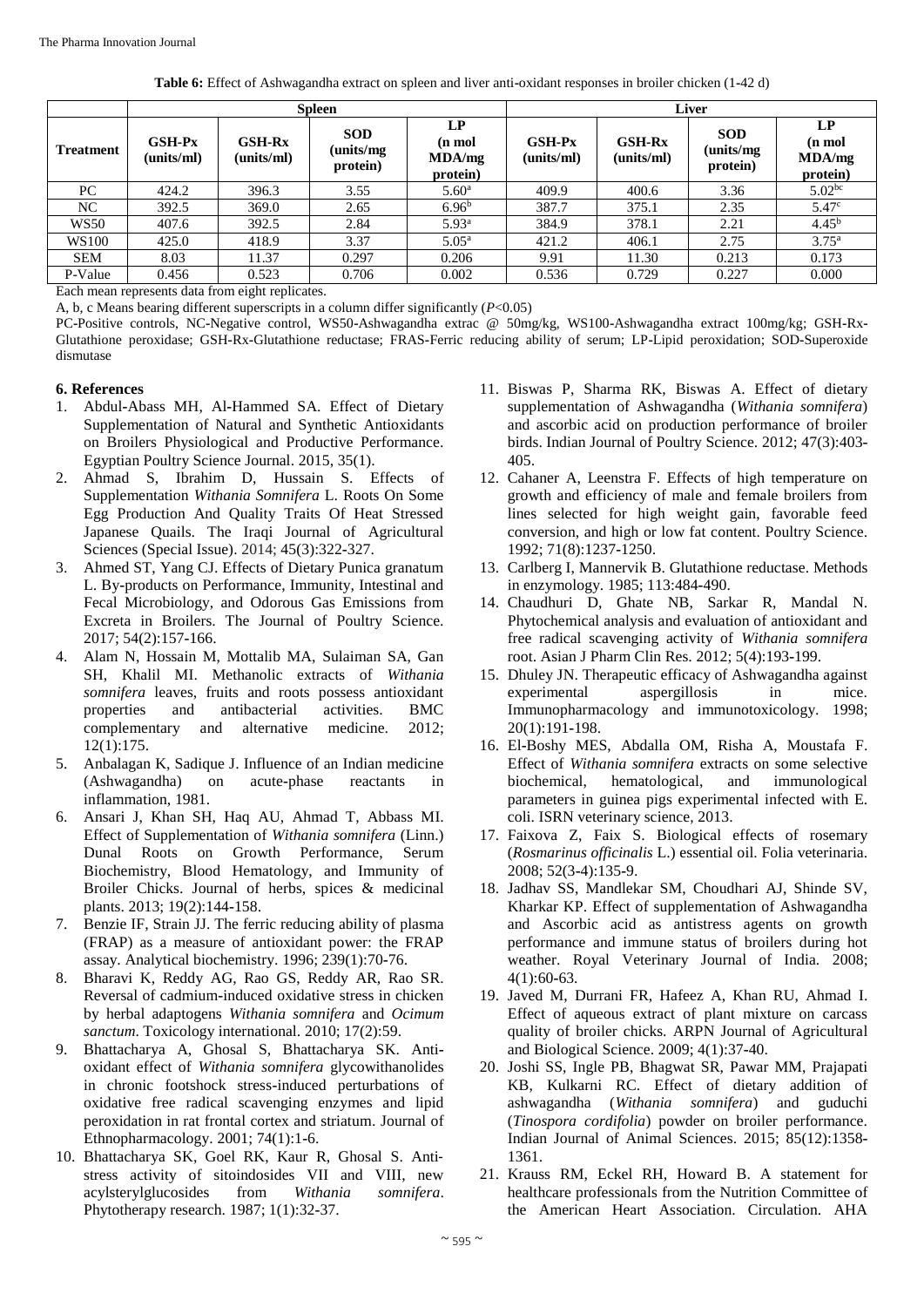**Table 6:** Effect of Ashwagandha extract on spleen and liver anti-oxidant responses in broiler chicken (1-42 d)

| | Spleen | | | | Liver | | | |
|---|---|---|---|---|---|---|---|---|
| Treatment | GSH-Px (units/ml) | GSH-Rx (units/ml) | SOD (units/mg protein) | LP (n mol MDA/mg protein) | GSH-Px (units/ml) | GSH-Rx (units/ml) | SOD (units/mg protein) | LP (n mol MDA/mg protein) |
| PC | 424.2 | 396.3 | 3.55 | 5.60[a] | 409.9 | 400.6 | 3.36 | 5.02[bc] |
| NC | 392.5 | 369.0 | 2.65 | 6.96[b] | 387.7 | 375.1 | 2.35 | 5.47[c] |
| WS50 | 407.6 | 392.5 | 2.84 | 5.93[a] | 384.9 | 378.1 | 2.21 | 4.45[b] |
| WS100 | 425.0 | 418.9 | 3.37 | 5.05[a] | 421.2 | 406.1 | 2.75 | 3.75[a] |
| SEM | 8.03 | 11.37 | 0.297 | 0.206 | 9.91 | 11.30 | 0.213 | 0.173 |
| P-Value | 0.456 | 0.523 | 0.706 | 0.002 | 0.536 | 0.729 | 0.227 | 0.000 |

Each mean represents data from eight replicates.

A, b, c Means bearing different superscripts in a column differ significantly ($P<0.05$)

PC-Positive controls, NC-Negative control, WS50-Ashwagandha extrac @ 50mg/kg, WS100-Ashwagandha extract 100mg/kg; GSH-Rx-Glutathione peroxidase; GSH-Rx-Glutathione reductase; FRAS-Ferric reducing ability of serum; LP-Lipid peroxidation; SOD-Superoxide dismutase

## 6. References

1. Abdul-Abass MH, Al-Hammed SA. Effect of Dietary Supplementation of Natural and Synthetic Antioxidants on Broilers Physiological and Productive Performance. Egyptian Poultry Science Journal. 2015, 35(1).
2. Ahmad S, Ibrahim D, Hussain S. Effects of Supplementation *Withania Somnifera* L. Roots On Some Egg Production And Quality Traits Of Heat Stressed Japanese Quails. The Iraqi Journal of Agricultural Sciences (Special Issue). 2014; 45(3):322-327.
3. Ahmed ST, Yang CJ. Effects of Dietary Punica granatum L. By-products on Performance, Immunity, Intestinal and Fecal Microbiology, and Odorous Gas Emissions from Excreta in Broilers. The Journal of Poultry Science. 2017; 54(2):157-166.
4. Alam N, Hossain M, Mottalib MA, Sulaiman SA, Gan SH, Khalil MI. Methanolic extracts of *Withania somnifera* leaves, fruits and roots possess antioxidant properties and antibacterial activities. BMC complementary and alternative medicine. 2012; 12(1):175.
5. Anbalagan K, Sadique J. Influence of an Indian medicine (Ashwagandha) on acute-phase reactants in inflammation, 1981.
6. Ansari J, Khan SH, Haq AU, Ahmad T, Abbass MI. Effect of Supplementation of *Withania somnifera* (Linn.) Dunal Roots on Growth Performance, Serum Biochemistry, Blood Hematology, and Immunity of Broiler Chicks. Journal of herbs, spices & medicinal plants. 2013; 19(2):144-158.
7. Benzie IF, Strain JJ. The ferric reducing ability of plasma (FRAP) as a measure of antioxidant power: the FRAP assay. Analytical biochemistry. 1996; 239(1):70-76.
8. Bharavi K, Reddy AG, Rao GS, Reddy AR, Rao SR. Reversal of cadmium-induced oxidative stress in chicken by herbal adaptogens *Withania somnifera* and *Ocimum sanctum*. Toxicology international. 2010; 17(2):59.
9. Bhattacharya A, Ghosal S, Bhattacharya SK. Anti-oxidant effect of *Withania somnifera* glycowithanolides in chronic footshock stress-induced perturbations of oxidative free radical scavenging enzymes and lipid peroxidation in rat frontal cortex and striatum. Journal of Ethnopharmacology. 2001; 74(1):1-6.
10. Bhattacharya SK, Goel RK, Kaur R, Ghosal S. Anti-stress activity of sitoindosides VII and VIII, new acylsterylglucosides from *Withania somnifera*. Phytotherapy research. 1987; 1(1):32-37.
11. Biswas P, Sharma RK, Biswas A. Effect of dietary supplementation of Ashwagandha (*Withania somnifera*) and ascorbic acid on production performance of broiler birds. Indian Journal of Poultry Science. 2012; 47(3):403-405.
12. Cahaner A, Leenstra F. Effects of high temperature on growth and efficiency of male and female broilers from lines selected for high weight gain, favorable feed conversion, and high or low fat content. Poultry Science. 1992; 71(8):1237-1250.
13. Carlberg I, Mannervik B. Glutathione reductase. Methods in enzymology. 1985; 113:484-490.
14. Chaudhuri D, Ghate NB, Sarkar R, Mandal N. Phytochemical analysis and evaluation of antioxidant and free radical scavenging activity of *Withania somnifera* root. Asian J Pharm Clin Res. 2012; 5(4):193-199.
15. Dhuley JN. Therapeutic efficacy of Ashwagandha against experimental aspergillosis in mice. Immunopharmacology and immunotoxicology. 1998; 20(1):191-198.
16. El-Boshy MES, Abdalla OM, Risha A, Moustafa F. Effect of *Withania somnifera* extracts on some selective biochemical, hematological, and immunological parameters in guinea pigs experimental infected with E. coli. ISRN veterinary science, 2013.
17. Faixova Z, Faix S. Biological effects of rosemary (*Rosmarinus officinalis* L.) essential oil. Folia veterinaria. 2008; 52(3-4):135-9.
18. Jadhav SS, Mandlekar SM, Choudhari AJ, Shinde SV, Kharkar KP. Effect of supplementation of Ashwagandha and Ascorbic acid as antistress agents on growth performance and immune status of broilers during hot weather. Royal Veterinary Journal of India. 2008; 4(1):60-63.
19. Javed M, Durrani FR, Hafeez A, Khan RU, Ahmad I. Effect of aqueous extract of plant mixture on carcass quality of broiler chicks. ARPN Journal of Agricultural and Biological Science. 2009; 4(1):37-40.
20. Joshi SS, Ingle PB, Bhagwat SR, Pawar MM, Prajapati KB, Kulkarni RC. Effect of dietary addition of ashwagandha (*Withania somnifera*) and guduchi (*Tinospora cordifolia*) powder on broiler performance. Indian Journal of Animal Sciences. 2015; 85(12):1358-1361.
21. Krauss RM, Eckel RH, Howard B. A statement for healthcare professionals from the Nutrition Committee of the American Heart Association. Circulation. AHA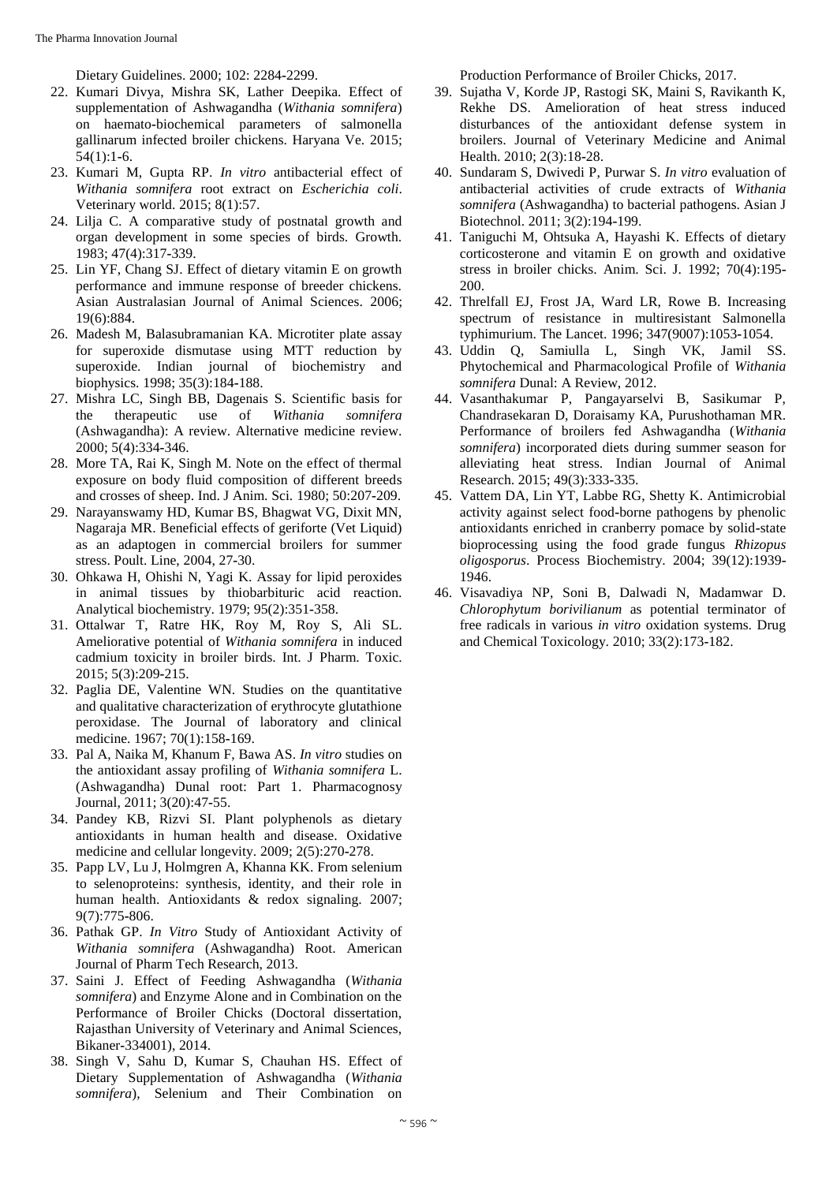Dietary Guidelines. 2000; 102: 2284-2299.

22. Kumari Divya, Mishra SK, Lather Deepika. Effect of supplementation of Ashwagandha (*Withania somnifera*) on haemato-biochemical parameters of salmonella gallinarum infected broiler chickens. Haryana Ve. 2015; 54(1):1-6.
23. Kumari M, Gupta RP. *In vitro* antibacterial effect of *Withania somnifera* root extract on *Escherichia coli*. Veterinary world. 2015; 8(1):57.
24. Lilja C. A comparative study of postnatal growth and organ development in some species of birds. Growth. 1983; 47(4):317-339.
25. Lin YF, Chang SJ. Effect of dietary vitamin E on growth performance and immune response of breeder chickens. Asian Australasian Journal of Animal Sciences. 2006; 19(6):884.
26. Madesh M, Balasubramanian KA. Microtiter plate assay for superoxide dismutase using MTT reduction by superoxide. Indian journal of biochemistry and biophysics. 1998; 35(3):184-188.
27. Mishra LC, Singh BB, Dagenais S. Scientific basis for the therapeutic use of *Withania somnifera* (Ashwagandha): A review. Alternative medicine review. 2000; 5(4):334-346.
28. More TA, Rai K, Singh M. Note on the effect of thermal exposure on body fluid composition of different breeds and crosses of sheep. Ind. J Anim. Sci. 1980; 50:207-209.
29. Narayanswamy HD, Kumar BS, Bhagwat VG, Dixit MN, Nagaraja MR. Beneficial effects of geriforte (Vet Liquid) as an adaptogen in commercial broilers for summer stress. Poult. Line, 2004, 27-30.
30. Ohkawa H, Ohishi N, Yagi K. Assay for lipid peroxides in animal tissues by thiobarbituric acid reaction. Analytical biochemistry. 1979; 95(2):351-358.
31. Ottalwar T, Ratre HK, Roy M, Roy S, Ali SL. Ameliorative potential of *Withania somnifera* in induced cadmium toxicity in broiler birds. Int. J Pharm. Toxic. 2015; 5(3):209-215.
32. Paglia DE, Valentine WN. Studies on the quantitative and qualitative characterization of erythrocyte glutathione peroxidase. The Journal of laboratory and clinical medicine. 1967; 70(1):158-169.
33. Pal A, Naika M, Khanum F, Bawa AS. *In vitro* studies on the antioxidant assay profiling of *Withania somnifera* L. (Ashwagandha) Dunal root: Part 1. Pharmacognosy Journal, 2011; 3(20):47-55.
34. Pandey KB, Rizvi SI. Plant polyphenols as dietary antioxidants in human health and disease. Oxidative medicine and cellular longevity. 2009; 2(5):270-278.
35. Papp LV, Lu J, Holmgren A, Khanna KK. From selenium to selenoproteins: synthesis, identity, and their role in human health. Antioxidants & redox signaling. 2007; 9(7):775-806.
36. Pathak GP. *In Vitro* Study of Antioxidant Activity of *Withania somnifera* (Ashwagandha) Root. American Journal of Pharm Tech Research, 2013.
37. Saini J. Effect of Feeding Ashwagandha (*Withania somnifera*) and Enzyme Alone and in Combination on the Performance of Broiler Chicks (Doctoral dissertation, Rajasthan University of Veterinary and Animal Sciences, Bikaner-334001), 2014.
38. Singh V, Sahu D, Kumar S, Chauhan HS. Effect of Dietary Supplementation of Ashwagandha (*Withania somnifera*), Selenium and Their Combination on Production Performance of Broiler Chicks, 2017.
39. Sujatha V, Korde JP, Rastogi SK, Maini S, Ravikanth K, Rekhe DS. Amelioration of heat stress induced disturbances of the antioxidant defense system in broilers. Journal of Veterinary Medicine and Animal Health. 2010; 2(3):18-28.
40. Sundaram S, Dwivedi P, Purwar S. *In vitro* evaluation of antibacterial activities of crude extracts of *Withania somnifera* (Ashwagandha) to bacterial pathogens. Asian J Biotechnol. 2011; 3(2):194-199.
41. Taniguchi M, Ohtsuka A, Hayashi K. Effects of dietary corticosterone and vitamin E on growth and oxidative stress in broiler chicks. Anim. Sci. J. 1992; 70(4):195-200.
42. Threlfall EJ, Frost JA, Ward LR, Rowe B. Increasing spectrum of resistance in multiresistant Salmonella typhimurium. The Lancet. 1996; 347(9007):1053-1054.
43. Uddin Q, Samiulla L, Singh VK, Jamil SS. Phytochemical and Pharmacological Profile of *Withania somnifera* Dunal: A Review, 2012.
44. Vasanthakumar P, Pangayarselvi B, Sasikumar P, Chandrasekaran D, Doraisamy KA, Purushothaman MR. Performance of broilers fed Ashwagandha (*Withania somnifera*) incorporated diets during summer season for alleviating heat stress. Indian Journal of Animal Research. 2015; 49(3):333-335.
45. Vattem DA, Lin YT, Labbe RG, Shetty K. Antimicrobial activity against select food-borne pathogens by phenolic antioxidants enriched in cranberry pomace by solid-state bioprocessing using the food grade fungus *Rhizopus oligosporus*. Process Biochemistry. 2004; 39(12):1939-1946.
46. Visavadiya NP, Soni B, Dalwadi N, Madamwar D. *Chlorophytum borivilianum* as potential terminator of free radicals in various *in vitro* oxidation systems. Drug and Chemical Toxicology. 2010; 33(2):173-182.